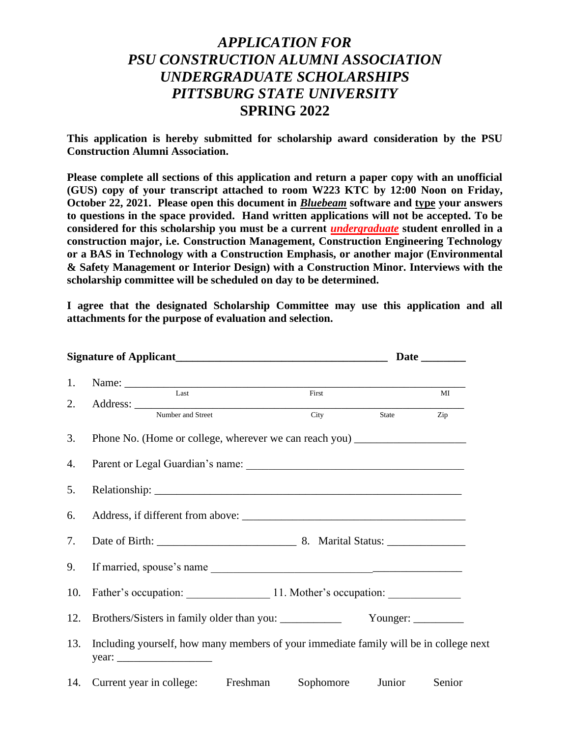# *APPLICATION FOR*
# *PSU CONSTRUCTION ALUMNI ASSOCIATION*
# *UNDERGRADUATE SCHOLARSHIPS*
# *PITTSBURG STATE UNIVERSITY*
# SPRING 2022

**This application is hereby submitted for scholarship award consideration by the PSU Construction Alumni Association.**

**Please complete all sections of this application and return a paper copy with an unofficial (GUS) copy of your transcript attached to room W223 KTC by 12:00 Noon on Friday, October 22, 2021. Please open this document in *Bluebeam* software and type your answers to questions in the space provided. Hand written applications will not be accepted. To be considered for this scholarship you must be a current *undergraduate* student enrolled in a construction major, i.e. Construction Management, Construction Engineering Technology or a BAS in Technology with a Construction Emphasis, or another major (Environmental & Safety Management or Interior Design) with a Construction Minor. Interviews with the scholarship committee will be scheduled on day to be determined.**

**I agree that the designated Scholarship Committee may use this application and all attachments for the purpose of evaluation and selection.**

**Signature of Applicant**\_\_\_\_\_\_\_\_\_\_\_\_\_\_\_\_\_\_\_\_\_\_\_\_\_\_\_\_\_\_\_\_\_\_\_\_\_\_ **Date** \_\_\_\_\_\_\_\_

1. Name: \_\_\_\_\_\_\_\_\_\_\_\_\_\_\_\_\_\_\_\_\_\_\_\_\_\_\_\_\_\_\_\_\_\_\_\_\_\_\_\_\_\_\_\_\_\_\_\_\_\_\_\_\_\_\_\_\_\_\_\_
   Last First MI
2. Address: \_\_\_\_\_\_\_\_\_\_\_\_\_\_\_\_\_\_\_\_\_\_\_\_\_\_\_\_\_\_\_\_\_\_\_\_\_\_\_\_\_\_\_\_\_\_\_\_\_\_\_\_\_\_\_\_\_\_
   Number and Street City State Zip
3. Phone No. (Home or college, wherever we can reach you) \_\_\_\_\_\_\_\_\_\_\_\_\_\_\_\_\_\_\_\_
4. Parent or Legal Guardian's name: \_\_\_\_\_\_\_\_\_\_\_\_\_\_\_\_\_\_\_\_\_\_\_\_\_\_\_\_\_\_\_\_\_\_\_\_\_\_\_\_
5. Relationship: \_\_\_\_\_\_\_\_\_\_\_\_\_\_\_\_\_\_\_\_\_\_\_\_\_\_\_\_\_\_\_\_\_\_\_\_\_\_\_\_\_\_\_\_\_\_\_\_\_\_\_\_\_\_\_\_
6. Address, if different from above: \_\_\_\_\_\_\_\_\_\_\_\_\_\_\_\_\_\_\_\_\_\_\_\_\_\_\_\_\_\_\_\_\_\_\_\_\_\_\_\_
7. Date of Birth: \_\_\_\_\_\_\_\_\_\_\_\_\_\_\_\_\_\_\_\_\_\_\_\_\_ 8. Marital Status: \_\_\_\_\_\_\_\_\_\_\_\_\_\_
9. If married, spouse's name \_\_\_\_\_\_\_\_\_\_\_\_\_\_\_\_\_\_\_\_\_\_\_\_\_\_\_\_\_\_\_\_\_\_\_\_\_\_\_\_\_\_\_\_
10. Father's occupation: \_\_\_\_\_\_\_\_\_\_\_\_\_\_\_ 11. Mother's occupation: \_\_\_\_\_\_\_\_\_\_\_\_\_
12. Brothers/Sisters in family older than you: \_\_\_\_\_\_\_\_\_\_\_ Younger: \_\_\_\_\_\_\_\_\_
13. Including yourself, how many members of your immediate family will be in college next year: \_\_\_\_\_\_\_\_\_\_\_\_\_\_\_\_\_
14. Current year in college: Freshman Sophomore Junior Senior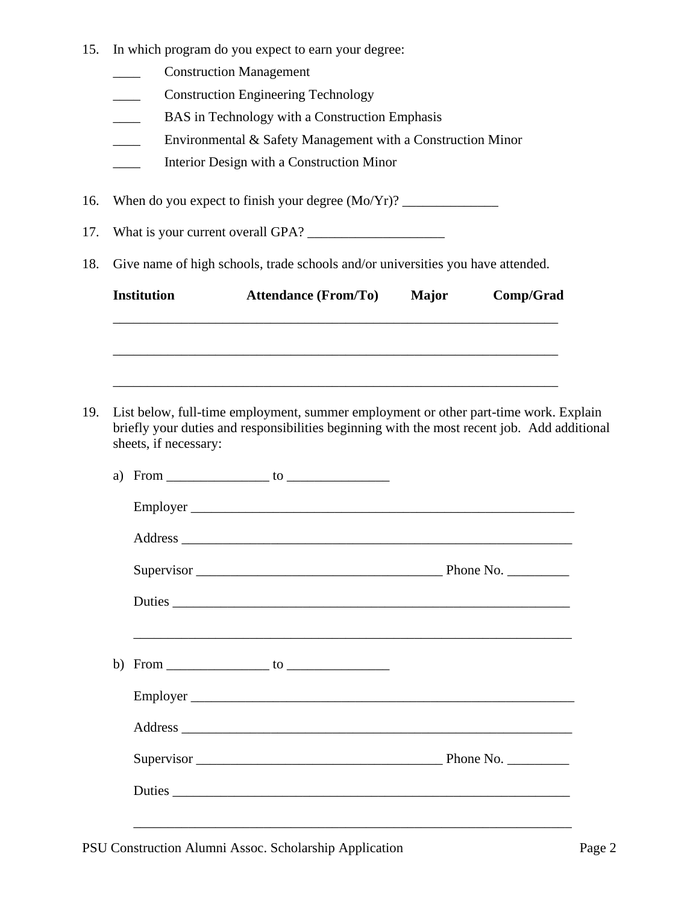15. In which program do you expect to earn your degree:

    ____ Construction Management

    ____ Construction Engineering Technology

    ____ BAS in Technology with a Construction Emphasis

    ____ Environmental & Safety Management with a Construction Minor

    ____ Interior Design with a Construction Minor

16. When do you expect to finish your degree (Mo/Yr)? ______________

17. What is your current overall GPA? ____________________

18. Give name of high schools, trade schools and/or universities you have attended.

| **Institution** | **Attendance (From/To)** | **Major** | **Comp/Grad** |
|---|---|---|---|
| | | | |
| | | | |
| | | | |

19. List below, full-time employment, summer employment or other part-time work. Explain briefly your duties and responsibilities beginning with the most recent job. Add additional sheets, if necessary:

    a) From _______________ to _______________

       Employer ___________________________________________________________

       Address ___________________________________________________________

       Supervisor ____________________________________ Phone No. _________

       Duties ___________________________________________________________

       ___________________________________________________________________

    b) From _______________ to _______________

       Employer ___________________________________________________________

       Address ___________________________________________________________

       Supervisor ____________________________________ Phone No. _________

       Duties ___________________________________________________________

       ___________________________________________________________________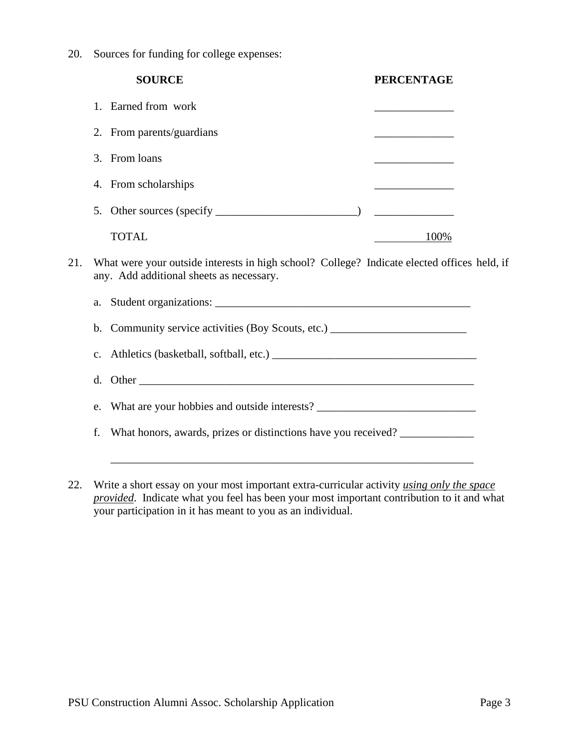20. Sources for funding for college expenses:

| SOURCE | PERCENTAGE |
|---|---|
| 1. Earned from work | ______________ |
| 2. From parents/guardians | ______________ |
| 3. From loans | ______________ |
| 4. From scholarships | ______________ |
| 5. Other sources (specify _________________________) | ______________ |
| TOTAL | 100% |

21. What were your outside interests in high school? College? Indicate elected offices held, if any. Add additional sheets as necessary.

    a. Student organizations: ______________________________________________

    b. Community service activities (Boy Scouts, etc.) ________________________

    c. Athletics (basketball, softball, etc.) ____________________________________

    d. Other _____________________________________________________________

    e. What are your hobbies and outside interests? ____________________________

    f. What honors, awards, prizes or distinctions have you received? _____________

    ___________________________________________________________________

22. Write a short essay on your most important extra-curricular activity *using only the space provided*. Indicate what you feel has been your most important contribution to it and what your participation in it has meant to you as an individual.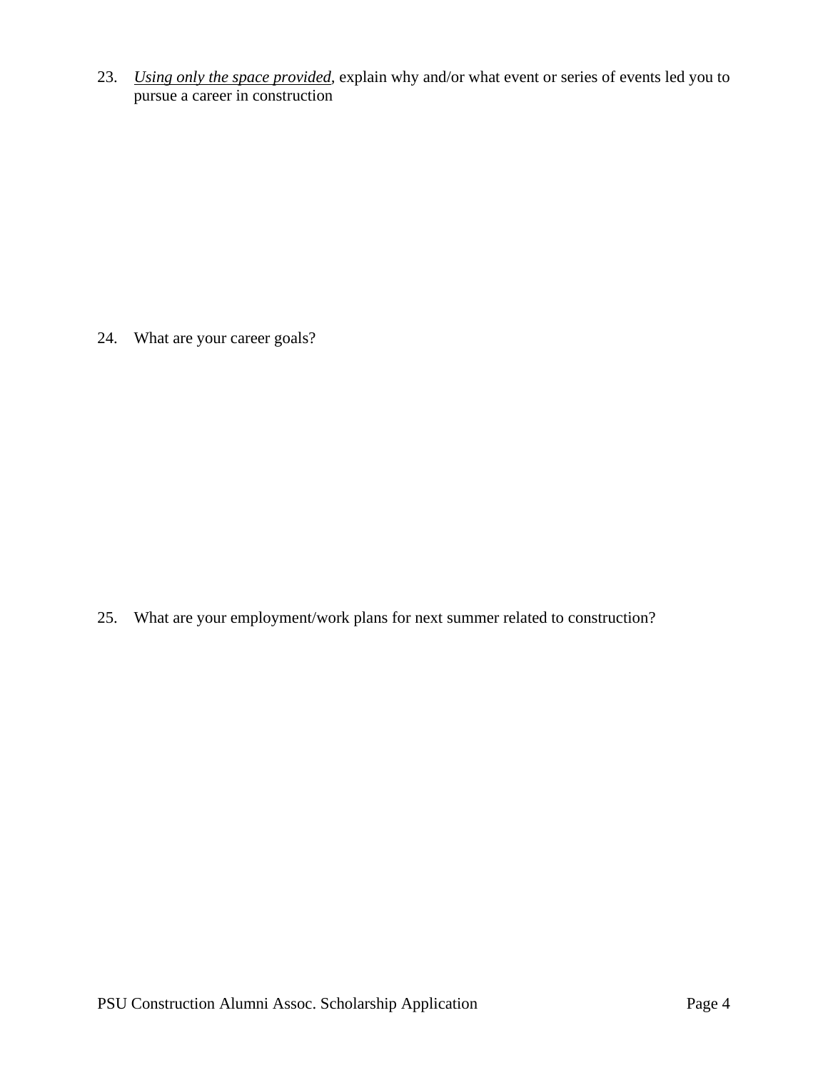23. *Using only the space provided*, explain why and/or what event or series of events led you to pursue a career in construction

24. What are your career goals?

25. What are your employment/work plans for next summer related to construction?